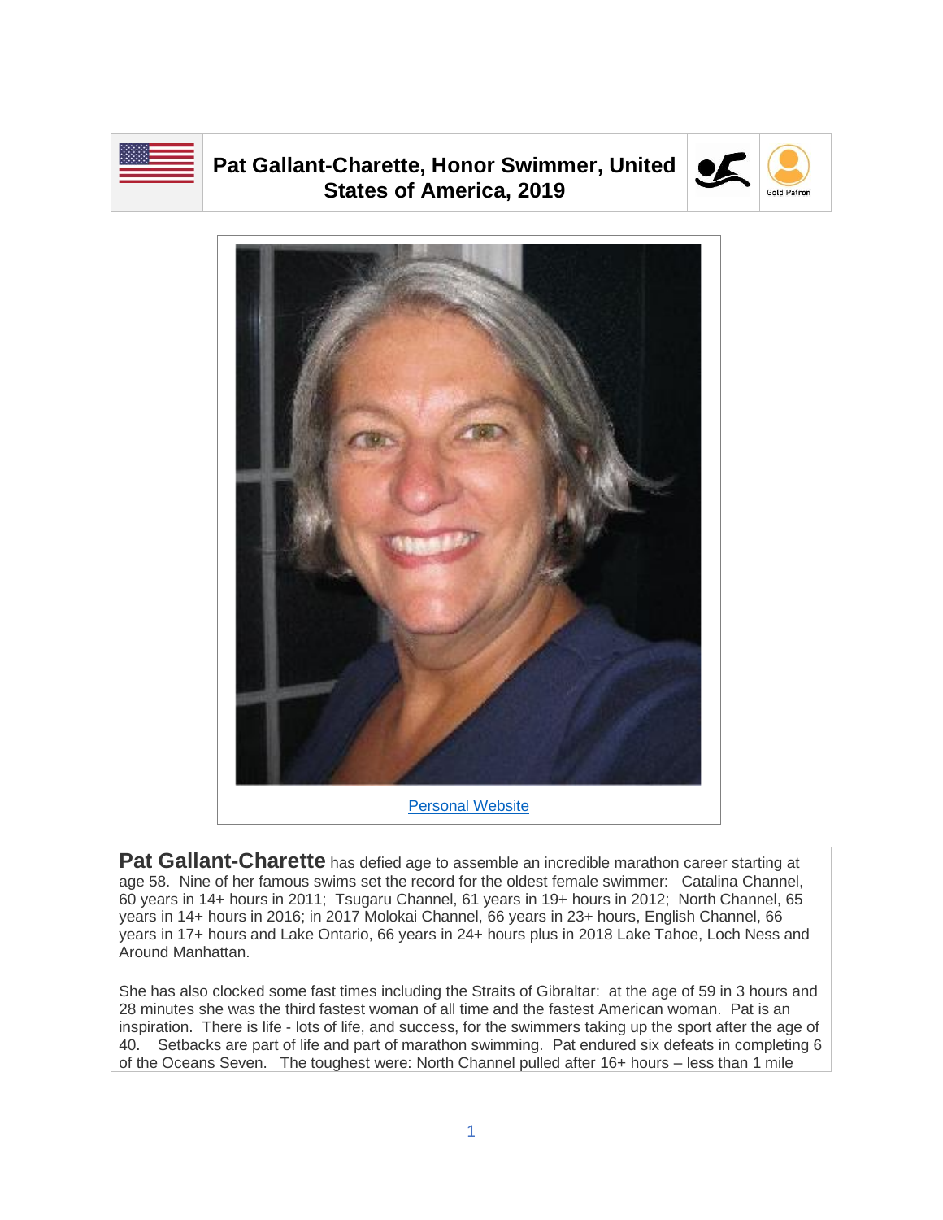# Pat Gallant-Charette, Honor Swimmer, United States of America, 2019

Gold Patron

[Personal Website]

**Pat Gallant-Charette** has defied age to assemble an incredible marathon career starting at age 58. Nine of her famous swims set the record for the oldest female swimmer: Catalina Channel, 60 years in 14+ hours in 2011; Tsugaru Channel, 61 years in 19+ hours in 2012; North Channel, 65 years in 14+ hours in 2016; in 2017 Molokai Channel, 66 years in 23+ hours, English Channel, 66 years in 17+ hours and Lake Ontario, 66 years in 24+ hours plus in 2018 Lake Tahoe, Loch Ness and Around Manhattan.

She has also clocked some fast times including the Straits of Gibraltar: at the age of 59 in 3 hours and 28 minutes she was the third fastest woman of all time and the fastest American woman. Pat is an inspiration. There is life - lots of life, and success, for the swimmers taking up the sport after the age of 40. Setbacks are part of life and part of marathon swimming. Pat endured six defeats in completing 6 of the Oceans Seven. The toughest were: North Channel pulled after 16+ hours – less than 1 mile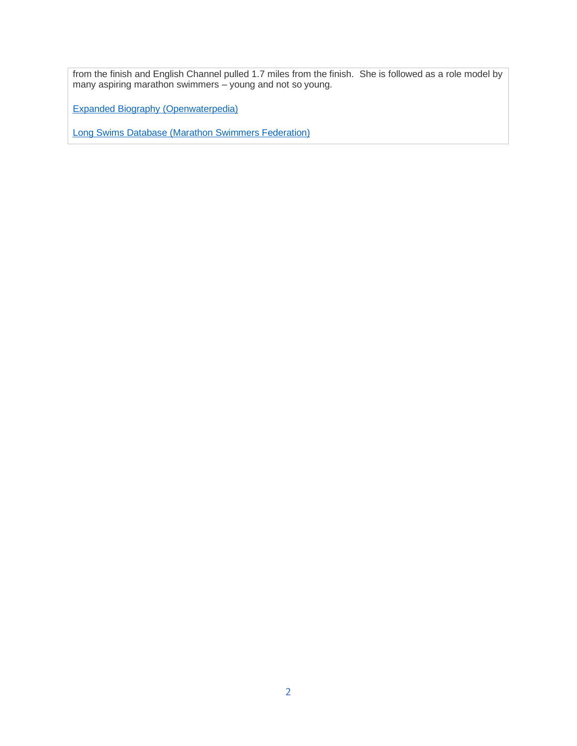from the finish and English Channel pulled 1.7 miles from the finish. She is followed as a role model by many aspiring marathon swimmers – young and not so young.

Expanded Biography (Openwaterpedia)

Long Swims Database (Marathon Swimmers Federation)